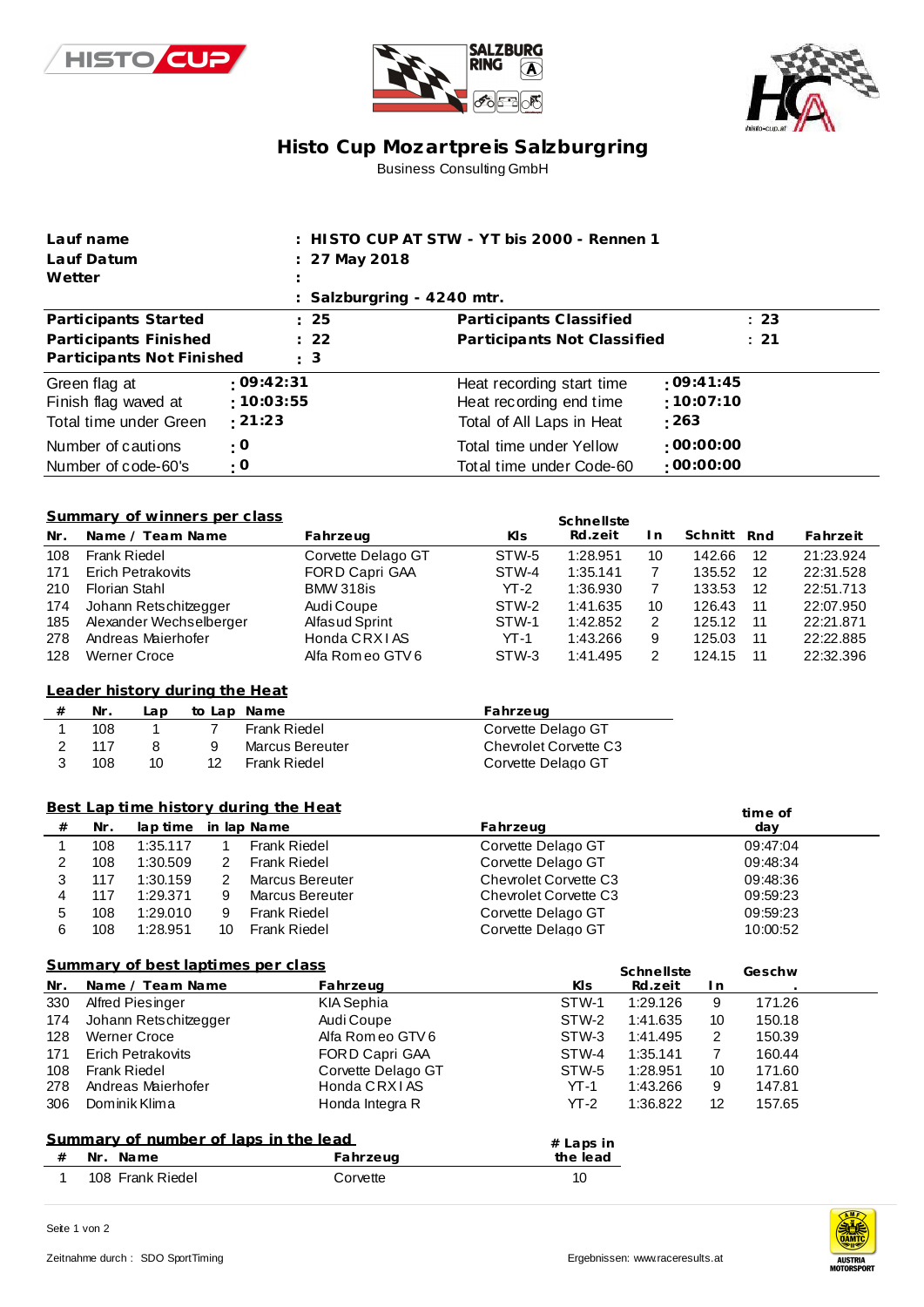# Histo Cup Mozartpreis Salzburgring

Business Consulting GmbH

| | |
|---|---|
| **Lauf name** | **: HISTO CUP AT STW - YT bis 2000 - Rennen 1** |
| **Lauf Datum** | **: 27 May 2018** |
| **Wetter** | **:** |
| | **: Salzburgring - 4240 mtr.** |

| | | | |
|---|---|---|---|
| **Participants Started** | **: 25** | **Participants Classified** | **: 23** |
| **Participants Finished** | **: 22** | **Participants Not Classified** | **: 21** |
| **Participants Not Finished** | **: 3** | | |

| | | | |
|---|---|---|---|
| Green flag at | **: 09:42:31** | Heat recording start time | **: 09:41:45** |
| Finish flag waved at | **: 10:03:55** | Heat recording end time | **: 10:07:10** |
| Total time under Green | **: 21:23** | Total of All Laps in Heat | **: 263** |
| Number of cautions | **: 0** | Total time under Yellow | **: 00:00:00** |
| Number of code-60's | **: 0** | Total time under Code-60 | **: 00:00:00** |

## Summary of winners per class

| Nr. | Name / Team Name | Fahrzeug | Kls | Schnellste Rd.zeit | In | Schnitt | Rnd | Fahrzeit |
|---|---|---|---|---|---|---|---|---|
| 108 | Frank Riedel | Corvette Delago GT | STW-5 | 1:28.951 | 10 | 142.66 | 12 | 21:23.924 |
| 171 | Erich Petrakovits | FORD Capri GAA | STW-4 | 1:35.141 | 7 | 135.52 | 12 | 22:31.528 |
| 210 | Florian Stahl | BMW 318is | YT-2 | 1:36.930 | 7 | 133.53 | 12 | 22:51.713 |
| 174 | Johann Retschitzegger | Audi Coupe | STW-2 | 1:41.635 | 10 | 126.43 | 11 | 22:07.950 |
| 185 | Alexander Wechselberger | Alfasud Sprint | STW-1 | 1:42.852 | 2 | 125.12 | 11 | 22:21.871 |
| 278 | Andreas Maierhofer | Honda CRX I AS | YT-1 | 1:43.266 | 9 | 125.03 | 11 | 22:22.885 |
| 128 | Werner Croce | Alfa Romeo GTV6 | STW-3 | 1:41.495 | 2 | 124.15 | 11 | 22:32.396 |

## Leader history during the Heat

| # | Nr. | Lap | to Lap | Name | Fahrzeug |
|---|---|---|---|---|---|
| 1 | 108 | 1 | 7 | Frank Riedel | Corvette Delago GT |
| 2 | 117 | 8 | 9 | Marcus Bereuter | Chevrolet Corvette C3 |
| 3 | 108 | 10 | 12 | Frank Riedel | Corvette Delago GT |

## Best Lap time history during the Heat

| # | Nr. | lap time | in lap | Name | Fahrzeug | time of day |
|---|---|---|---|---|---|---|
| 1 | 108 | 1:35.117 | 1 | Frank Riedel | Corvette Delago GT | 09:47:04 |
| 2 | 108 | 1:30.509 | 2 | Frank Riedel | Corvette Delago GT | 09:48:34 |
| 3 | 117 | 1:30.159 | 2 | Marcus Bereuter | Chevrolet Corvette C3 | 09:48:36 |
| 4 | 117 | 1:29.371 | 9 | Marcus Bereuter | Chevrolet Corvette C3 | 09:59:23 |
| 5 | 108 | 1:29.010 | 9 | Frank Riedel | Corvette Delago GT | 09:59:23 |
| 6 | 108 | 1:28.951 | 10 | Frank Riedel | Corvette Delago GT | 10:00:52 |

## Summary of best laptimes per class

| Nr. | Name / Team Name | Fahrzeug | Kls | Schnellste Rd.zeit | In | Geschw. |
|---|---|---|---|---|---|---|
| 330 | Alfred Piesinger | KIA Sephia | STW-1 | 1:29.126 | 9 | 171.26 |
| 174 | Johann Retschitzegger | Audi Coupe | STW-2 | 1:41.635 | 10 | 150.18 |
| 128 | Werner Croce | Alfa Romeo GTV6 | STW-3 | 1:41.495 | 2 | 150.39 |
| 171 | Erich Petrakovits | FORD Capri GAA | STW-4 | 1:35.141 | 7 | 160.44 |
| 108 | Frank Riedel | Corvette Delago GT | STW-5 | 1:28.951 | 10 | 171.60 |
| 278 | Andreas Maierhofer | Honda CRX I AS | YT-1 | 1:43.266 | 9 | 147.81 |
| 306 | Dominik Klima | Honda Integra R | YT-2 | 1:36.822 | 12 | 157.65 |

## Summary of number of laps in the lead

| # | Nr. Name | Fahrzeug | # Laps in the lead |
|---|---|---|---|
| 1 | 108 Frank Riedel | Corvette | 10 |

Zeitnahme durch : SDO SportTiming

Ergebnissen: www.raceresults.at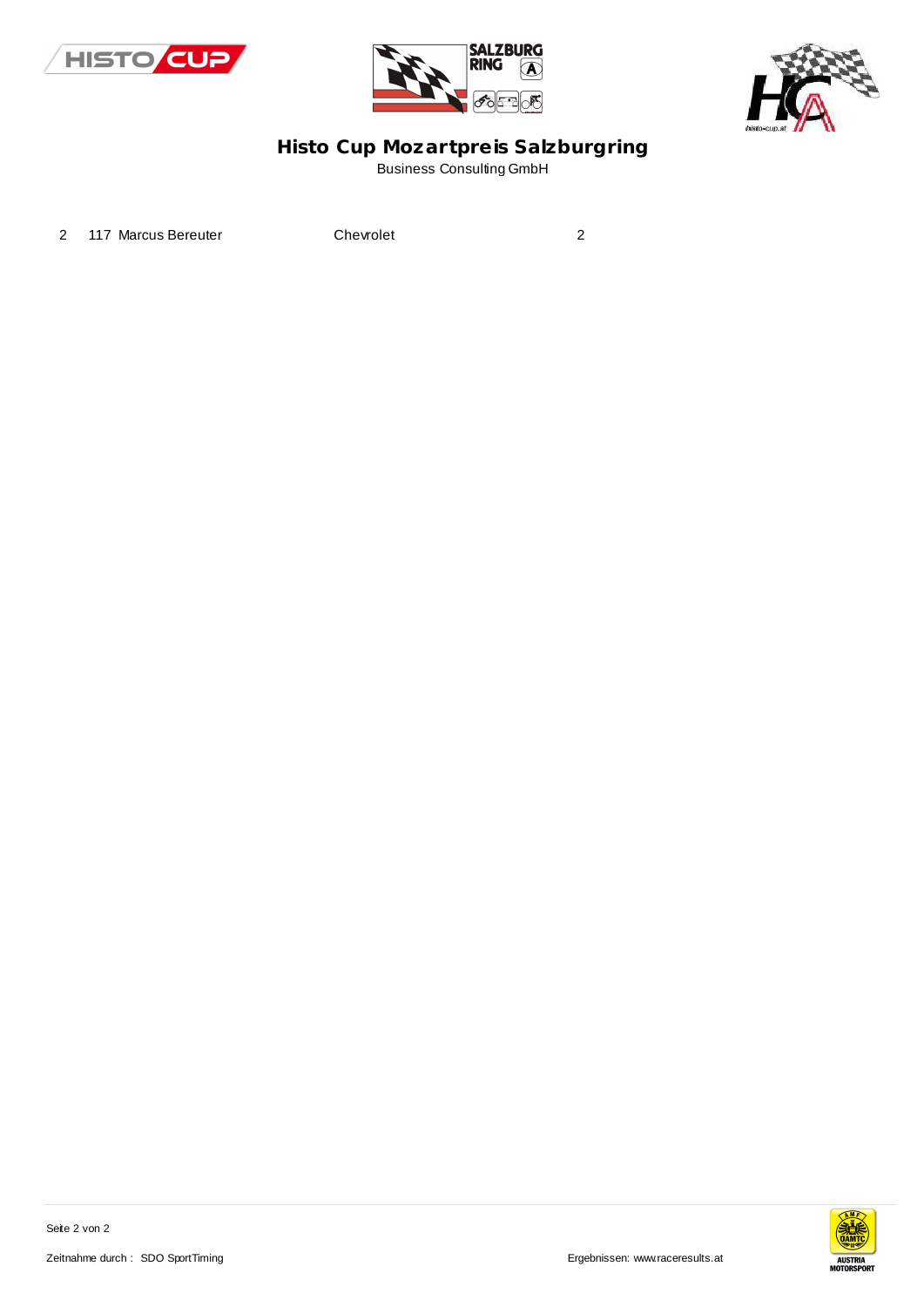# Histo Cup Mozartpreis Salzburgring

Business Consulting GmbH

| | | | | |
|---|---|---|---|---|
| 2 | 117 | Marcus Bereuter | Chevrolet | 2 |

Zeitnahme durch : SDO SportTiming

Ergebnissen: www.raceresults.at